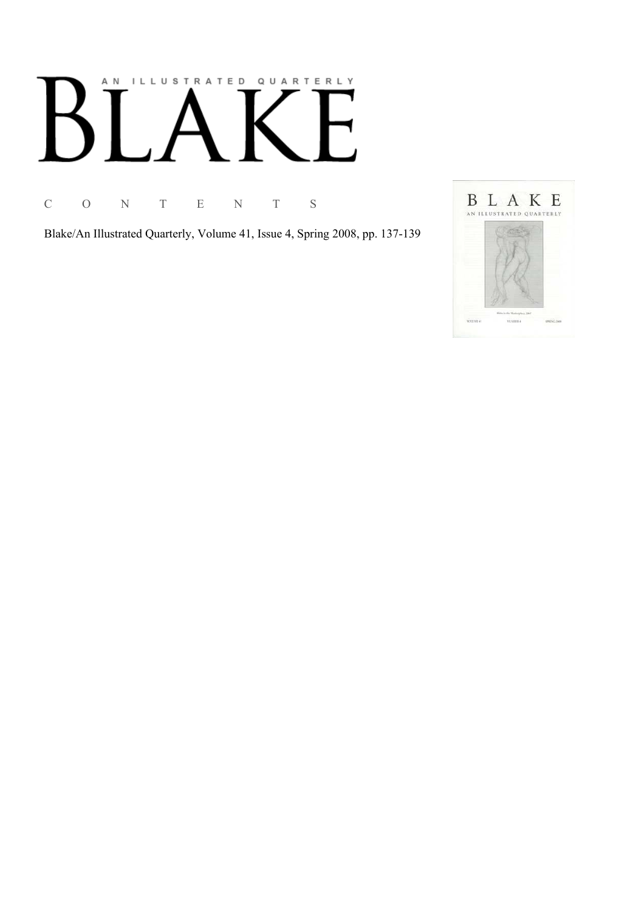# AN ILLUSTRATED QUARTERLY
# BLAKE

C O N T E N T S

Blake/An Illustrated Quarterly, Volume 41, Issue 4, Spring 2008, pp. 137-139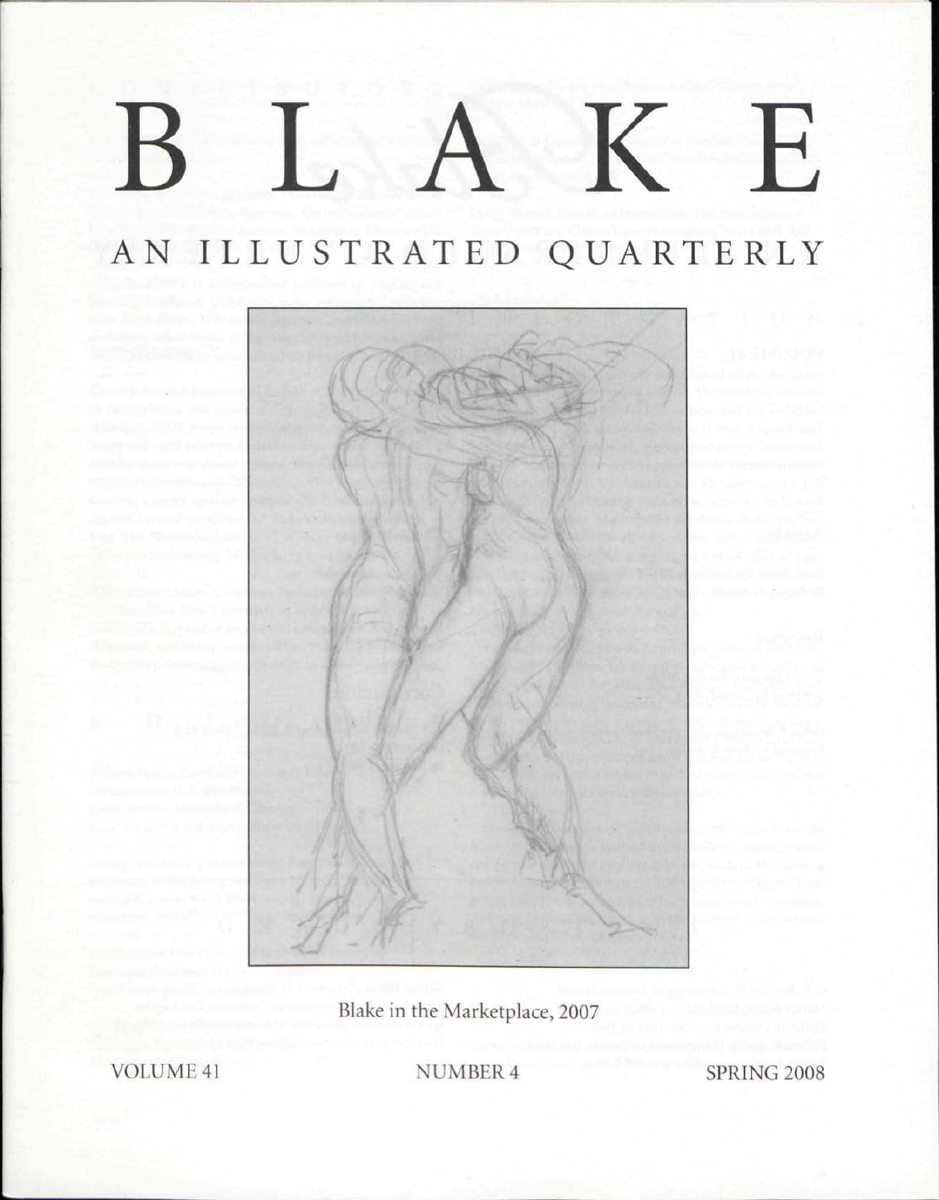# BLAKE

## AN ILLUSTRATED QUARTERLY

Blake in the Marketplace, 2007

VOLUME 41 NUMBER 4 SPRING 2008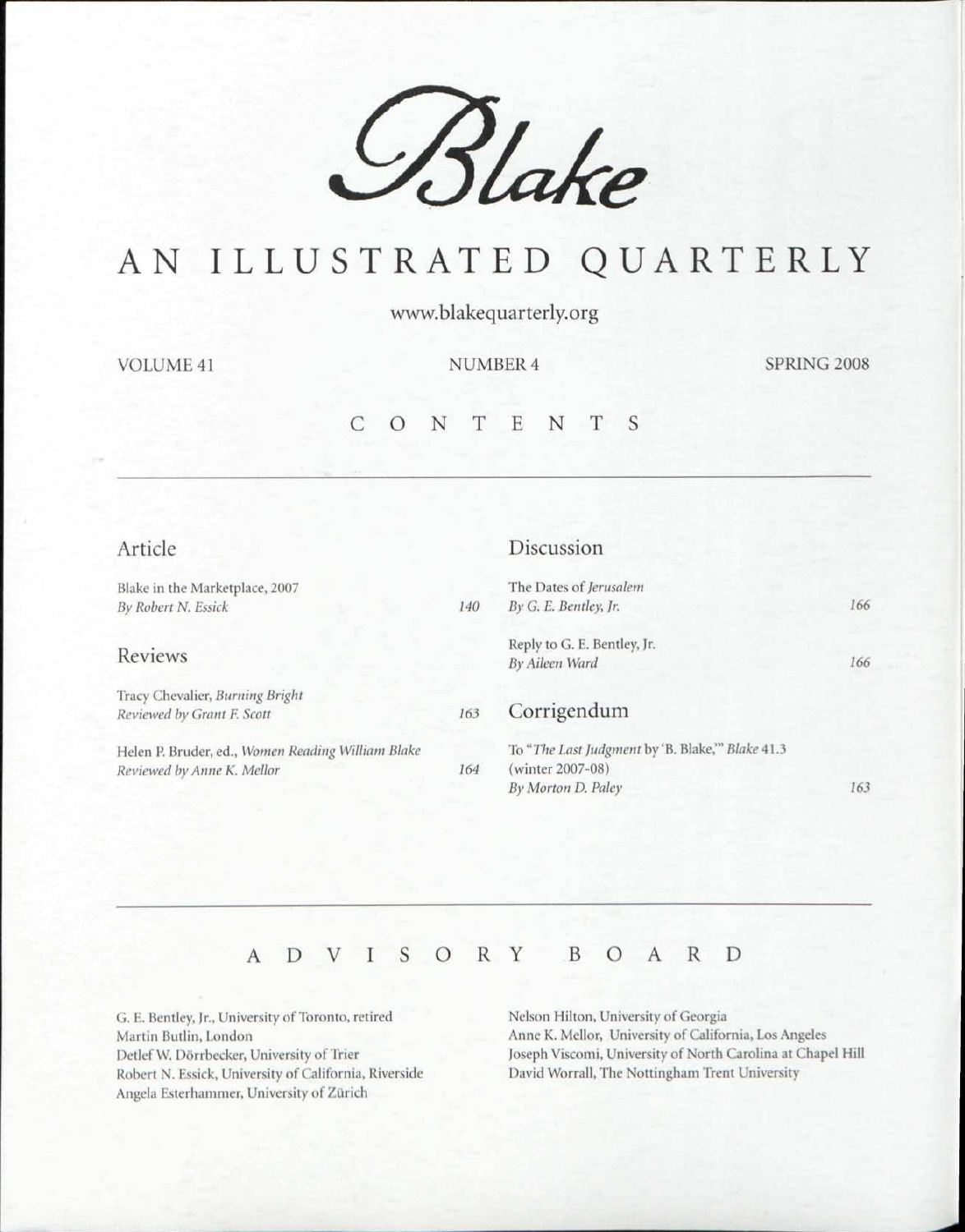# *Blake*

## AN ILLUSTRATED QUARTERLY

www.blakequarterly.org

VOLUME 41 NUMBER 4 SPRING 2008

## CONTENTS

### Article

Blake in the Marketplace, 2007
*By Robert N. Essick* 140

### Reviews

Tracy Chevalier, *Burning Bright*
*Reviewed by Grant F. Scott* 163

Helen P. Bruder, ed., *Women Reading William Blake*
*Reviewed by Anne K. Mellor* 164

### Discussion

The Dates of *Jerusalem*
*By G. E. Bentley, Jr.* 166

Reply to G. E. Bentley, Jr.
*By Aileen Ward* 166

### Corrigendum

To "*The Last Judgment* by 'B. Blake,'" *Blake* 41.3 (winter 2007-08)
*By Morton D. Paley* 163

## ADVISORY BOARD

G. E. Bentley, Jr., University of Toronto, retired
Martin Butlin, London
Detlef W. Dörrbecker, University of Trier
Robert N. Essick, University of California, Riverside
Angela Esterhammer, University of Zürich
Nelson Hilton, University of Georgia
Anne K. Mellor, University of California, Los Angeles
Joseph Viscomi, University of North Carolina at Chapel Hill
David Worrall, The Nottingham Trent University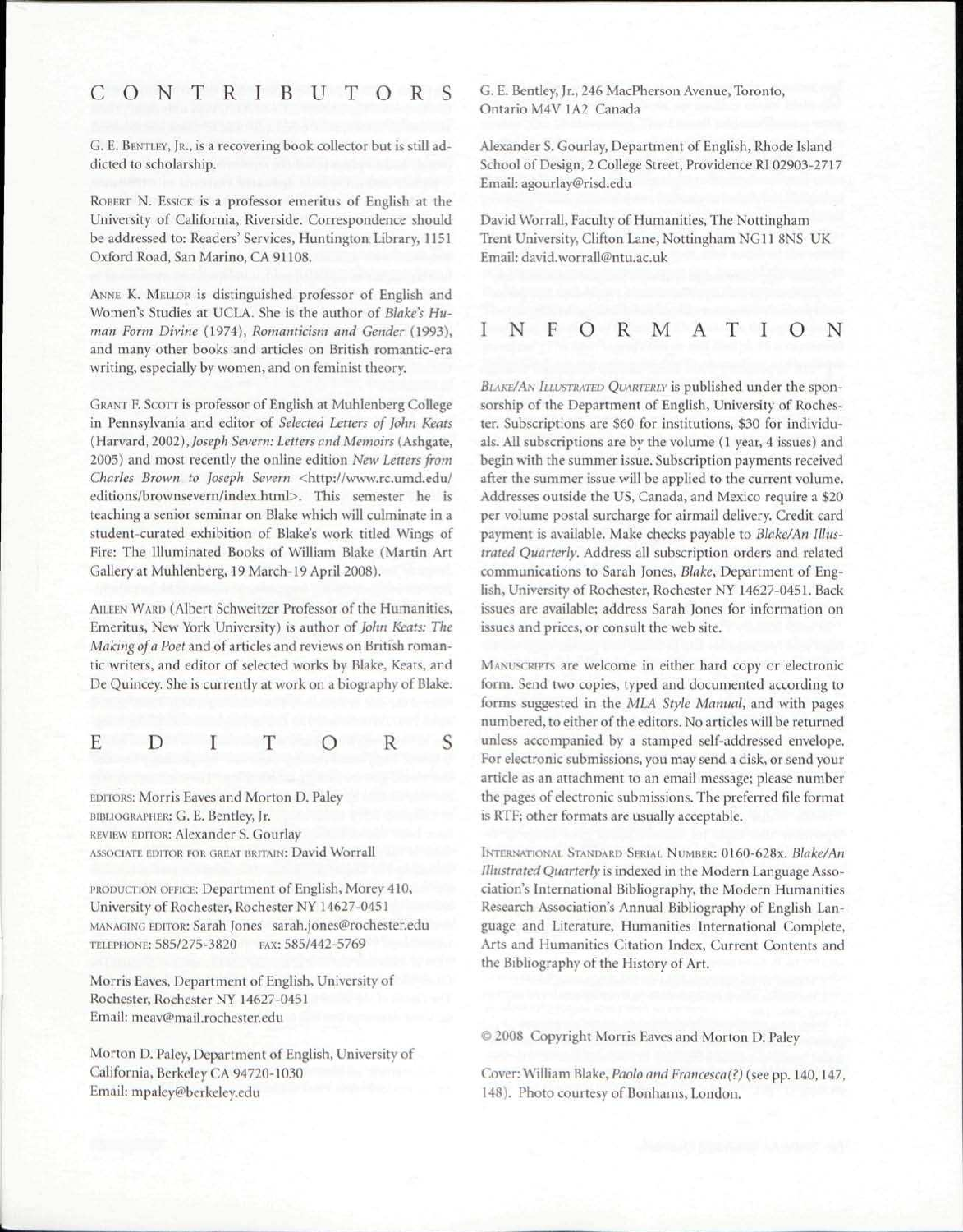## CONTRIBUTORS

G. E. Bentley, Jr., is a recovering book collector but is still addicted to scholarship.

Robert N. Essick is a professor emeritus of English at the University of California, Riverside. Correspondence should be addressed to: Readers' Services, Huntington Library, 1151 Oxford Road, San Marino, CA 91108.

Anne K. Mellor is distinguished professor of English and Women's Studies at UCLA. She is the author of *Blake's Human Form Divine* (1974), *Romanticism and Gender* (1993), and many other books and articles on British romantic-era writing, especially by women, and on feminist theory.

Grant F. Scott is professor of English at Muhlenberg College in Pennsylvania and editor of *Selected Letters of John Keats* (Harvard, 2002), *Joseph Severn: Letters and Memoirs* (Ashgate, 2005) and most recently the online edition *New Letters from Charles Brown to Joseph Severn* <http://www.rc.umd.edu/editions/brownsevern/index.html>. This semester he is teaching a senior seminar on Blake which will culminate in a student-curated exhibition of Blake's work titled Wings of Fire: The Illuminated Books of William Blake (Martin Art Gallery at Muhlenberg, 19 March-19 April 2008).

Aileen Ward (Albert Schweitzer Professor of the Humanities, Emeritus, New York University) is author of *John Keats: The Making of a Poet* and of articles and reviews on British romantic writers, and editor of selected works by Blake, Keats, and De Quincey. She is currently at work on a biography of Blake.

## EDITORS

EDITORS: Morris Eaves and Morton D. Paley
BIBLIOGRAPHER: G. E. Bentley, Jr.
REVIEW EDITOR: Alexander S. Gourlay
ASSOCIATE EDITOR FOR GREAT BRITAIN: David Worrall

PRODUCTION OFFICE: Department of English, Morey 410, University of Rochester, Rochester NY 14627-0451
MANAGING EDITOR: Sarah Jones sarah.jones@rochester.edu
TELEPHONE: 585/275-3820 FAX: 585/442-5769

Morris Eaves, Department of English, University of Rochester, Rochester NY 14627-0451
Email: meav@mail.rochester.edu

Morton D. Paley, Department of English, University of California, Berkeley CA 94720-1030
Email: mpaley@berkeley.edu

G. E. Bentley, Jr., 246 MacPherson Avenue, Toronto, Ontario M4V 1A2 Canada

Alexander S. Gourlay, Department of English, Rhode Island School of Design, 2 College Street, Providence RI 02903-2717
Email: agourlay@risd.edu

David Worrall, Faculty of Humanities, The Nottingham Trent University, Clifton Lane, Nottingham NG11 8NS UK
Email: david.worrall@ntu.ac.uk

## INFORMATION

*Blake/An Illustrated Quarterly* is published under the sponsorship of the Department of English, University of Rochester. Subscriptions are $60 for institutions, $30 for individuals. All subscriptions are by the volume (1 year, 4 issues) and begin with the summer issue. Subscription payments received after the summer issue will be applied to the current volume. Addresses outside the US, Canada, and Mexico require a $20 per volume postal surcharge for airmail delivery. Credit card payment is available. Make checks payable to *Blake/An Illustrated Quarterly*. Address all subscription orders and related communications to Sarah Jones, *Blake*, Department of English, University of Rochester, Rochester NY 14627-0451. Back issues are available; address Sarah Jones for information on issues and prices, or consult the web site.

Manuscripts are welcome in either hard copy or electronic form. Send two copies, typed and documented according to forms suggested in the *MLA Style Manual*, and with pages numbered, to either of the editors. No articles will be returned unless accompanied by a stamped self-addressed envelope. For electronic submissions, you may send a disk, or send your article as an attachment to an email message; please number the pages of electronic submissions. The preferred file format is RTF; other formats are usually acceptable.

International Standard Serial Number: 0160-628x. *Blake/An Illustrated Quarterly* is indexed in the Modern Language Association's International Bibliography, the Modern Humanities Research Association's Annual Bibliography of English Language and Literature, Humanities International Complete, Arts and Humanities Citation Index, Current Contents and the Bibliography of the History of Art.

© 2008 Copyright Morris Eaves and Morton D. Paley

Cover: William Blake, *Paolo and Francesca(?)* (see pp. 140, 147, 148). Photo courtesy of Bonhams, London.